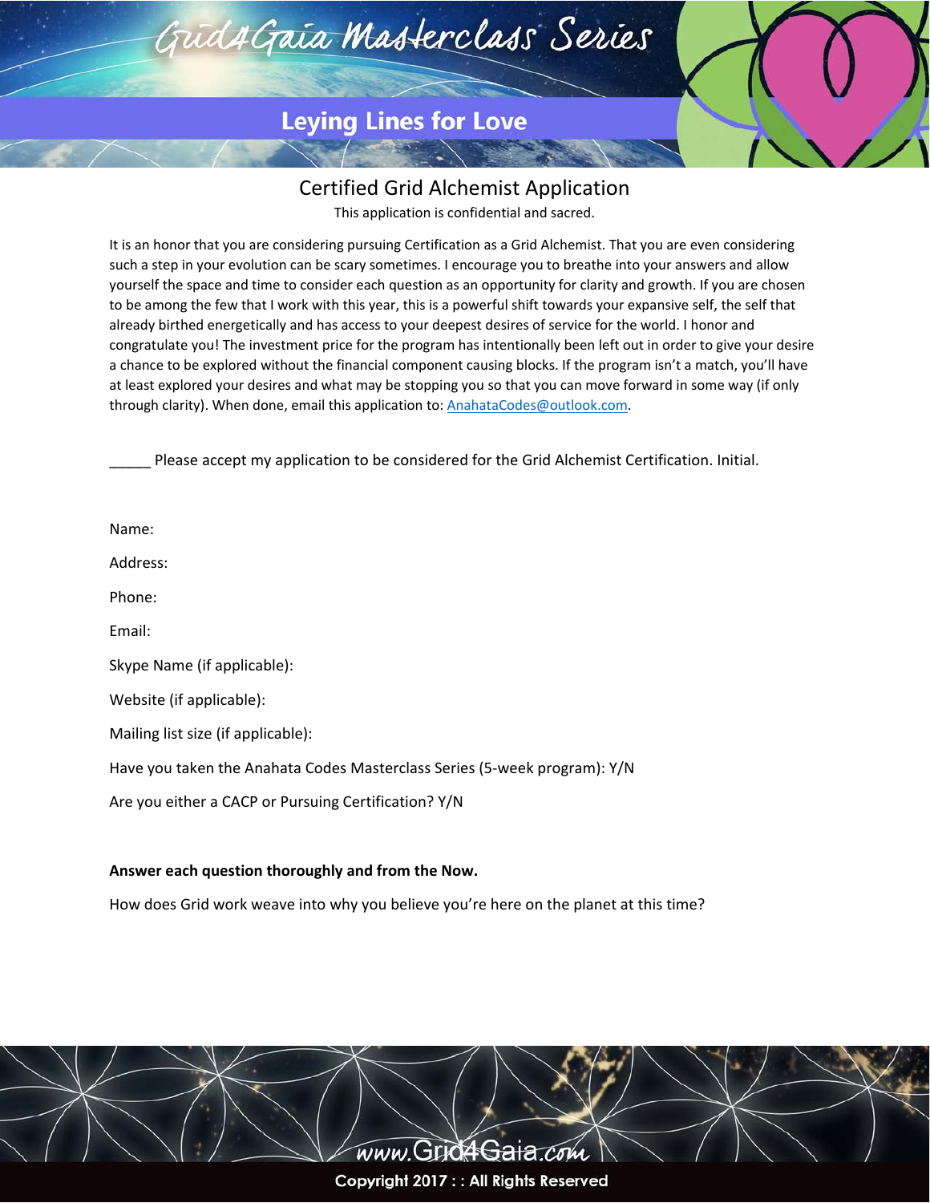# Grid4Gaia Masterclass Series

## Leying Lines for Love

## Certified Grid Alchemist Application

This application is confidential and sacred.

It is an honor that you are considering pursuing Certification as a Grid Alchemist. That you are even considering such a step in your evolution can be scary sometimes. I encourage you to breathe into your answers and allow yourself the space and time to consider each question as an opportunity for clarity and growth. If you are chosen to be among the few that I work with this year, this is a powerful shift towards your expansive self, the self that already birthed energetically and has access to your deepest desires of service for the world. I honor and congratulate you! The investment price for the program has intentionally been left out in order to give your desire a chance to be explored without the financial component causing blocks. If the program isn't a match, you'll have at least explored your desires and what may be stopping you so that you can move forward in some way (if only through clarity). When done, email this application to: AnahataCodes@outlook.com.

_____ Please accept my application to be considered for the Grid Alchemist Certification. Initial.

Name:

Address:

Phone:

Email:

Skype Name (if applicable):

Website (if applicable):

Mailing list size (if applicable):

Have you taken the Anahata Codes Masterclass Series (5-week program): Y/N

Are you either a CACP or Pursuing Certification? Y/N

**Answer each question thoroughly and from the Now.**

How does Grid work weave into why you believe you're here on the planet at this time?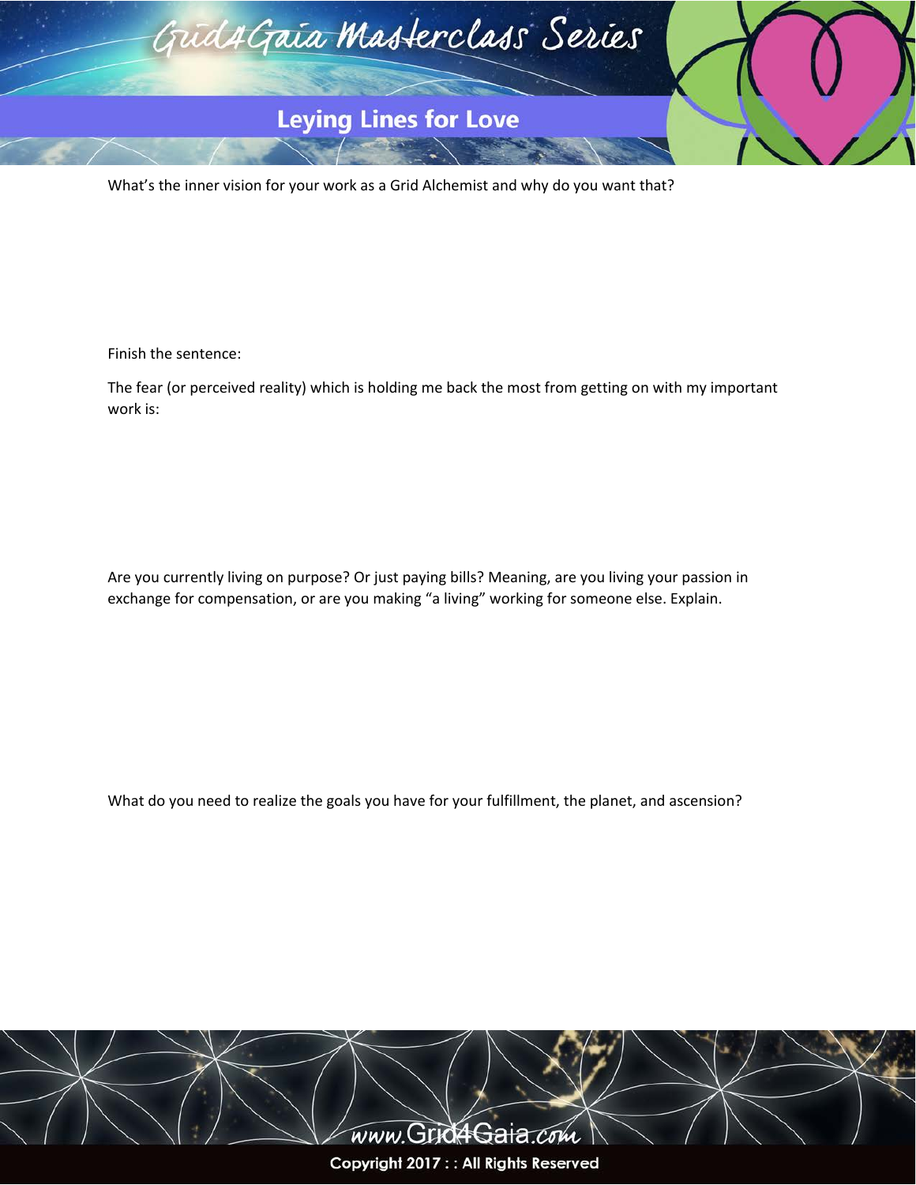What's the inner vision for your work as a Grid Alchemist and why do you want that?

Finish the sentence:

The fear (or perceived reality) which is holding me back the most from getting on with my important work is:

Are you currently living on purpose? Or just paying bills? Meaning, are you living your passion in exchange for compensation, or are you making "a living" working for someone else. Explain.

What do you need to realize the goals you have for your fulfillment, the planet, and ascension?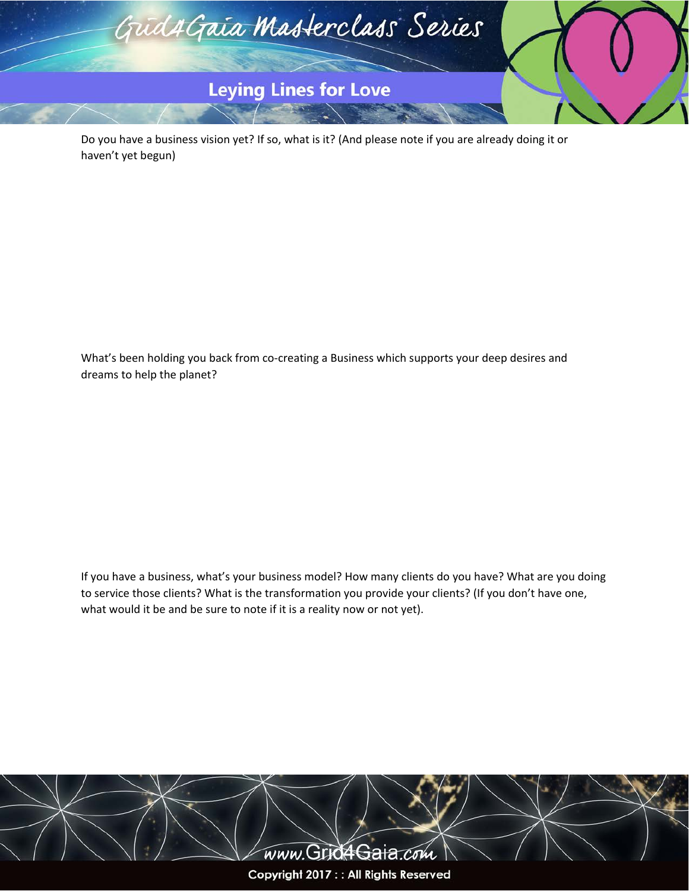Do you have a business vision yet? If so, what is it? (And please note if you are already doing it or haven't yet begun)

What's been holding you back from co-creating a Business which supports your deep desires and dreams to help the planet?

If you have a business, what's your business model? How many clients do you have? What are you doing to service those clients? What is the transformation you provide your clients? (If you don't have one, what would it be and be sure to note if it is a reality now or not yet).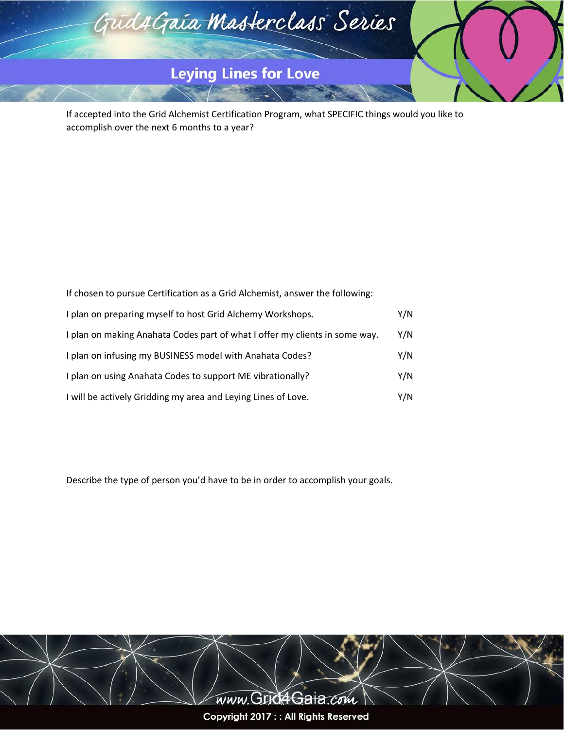## Leying Lines for Love

If accepted into the Grid Alchemist Certification Program, what SPECIFIC things would you like to accomplish over the next 6 months to a year?

If chosen to pursue Certification as a Grid Alchemist, answer the following:

| | |
|---|---|
| I plan on preparing myself to host Grid Alchemy Workshops. | Y/N |
| I plan on making Anahata Codes part of what I offer my clients in some way. | Y/N |
| I plan on infusing my BUSINESS model with Anahata Codes? | Y/N |
| I plan on using Anahata Codes to support ME vibrationally? | Y/N |
| I will be actively Gridding my area and Leying Lines of Love. | Y/N |

Describe the type of person you'd have to be in order to accomplish your goals.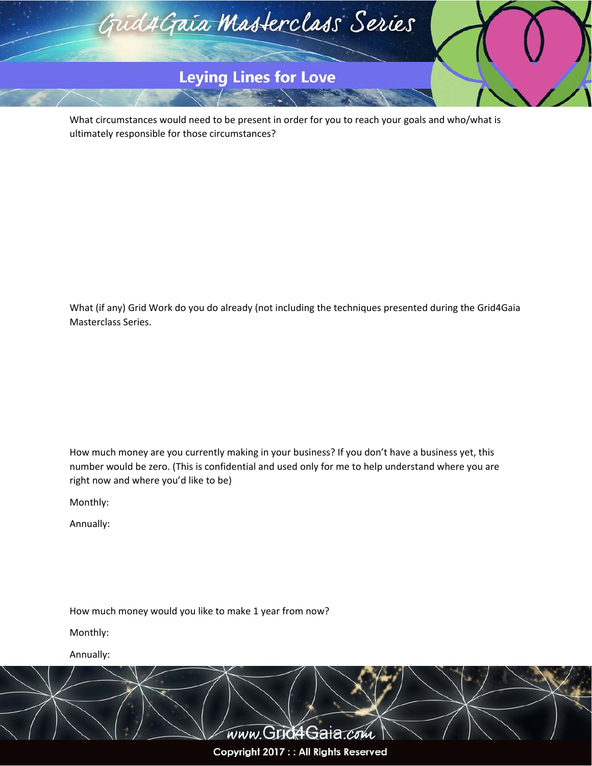What circumstances would need to be present in order for you to reach your goals and who/what is ultimately responsible for those circumstances?

What (if any) Grid Work do you do already (not including the techniques presented during the Grid4Gaia Masterclass Series.

How much money are you currently making in your business? If you don't have a business yet, this number would be zero. (This is confidential and used only for me to help understand where you are right now and where you'd like to be)

Monthly:

Annually:

How much money would you like to make 1 year from now?

Monthly:

Annually: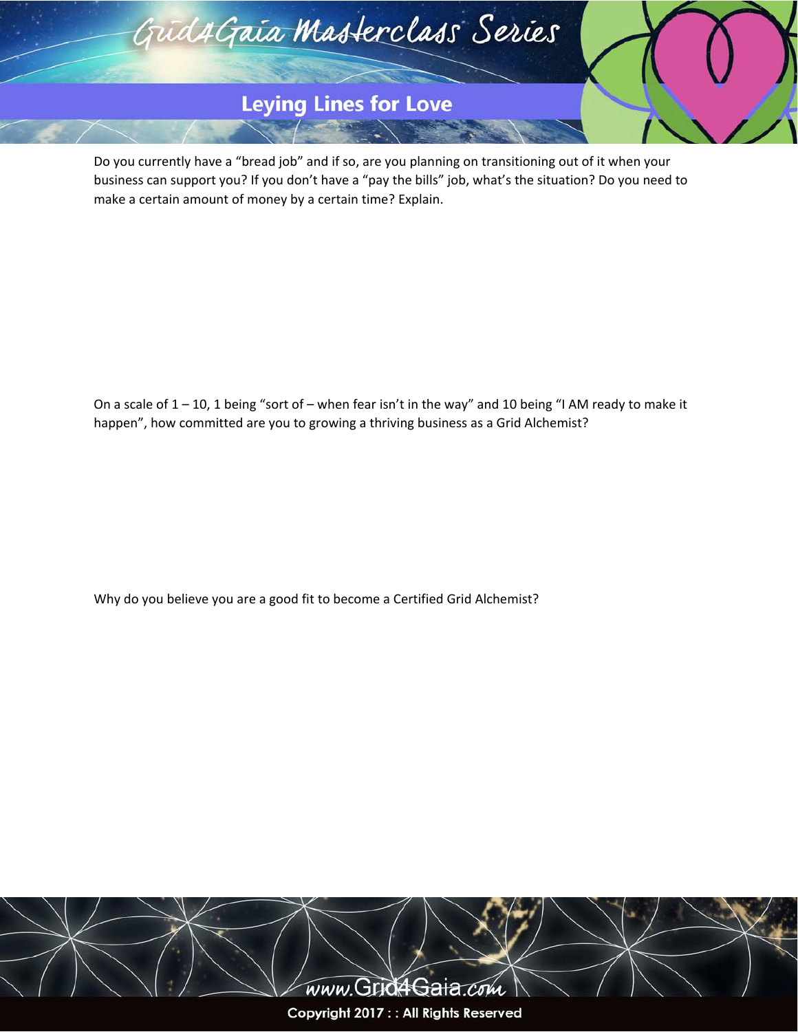Do you currently have a "bread job" and if so, are you planning on transitioning out of it when your business can support you? If you don't have a "pay the bills" job, what's the situation? Do you need to make a certain amount of money by a certain time? Explain.

On a scale of 1 – 10, 1 being "sort of – when fear isn't in the way" and 10 being "I AM ready to make it happen", how committed are you to growing a thriving business as a Grid Alchemist?

Why do you believe you are a good fit to become a Certified Grid Alchemist?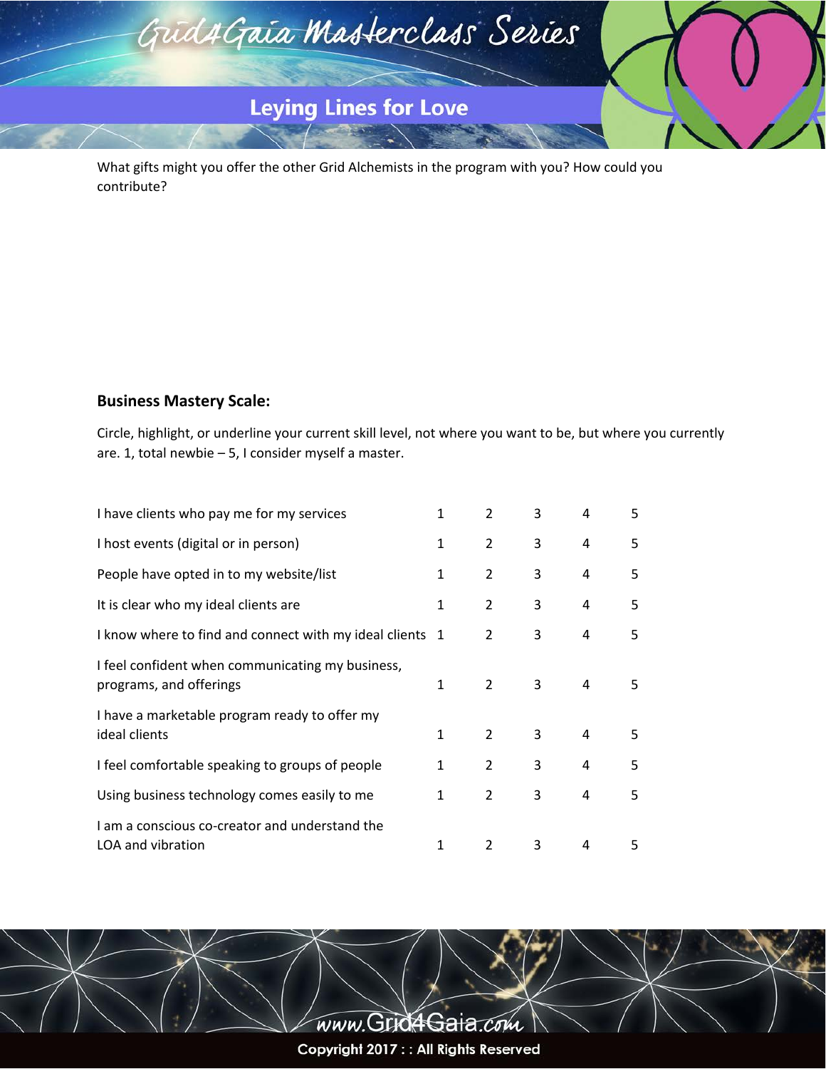What gifts might you offer the other Grid Alchemists in the program with you? How could you contribute?

### Business Mastery Scale:

Circle, highlight, or underline your current skill level, not where you want to be, but where you currently are. 1, total newbie – 5, I consider myself a master.

| | | | | | |
|---|---|---|---|---|---|
| I have clients who pay me for my services | 1 | 2 | 3 | 4 | 5 |
| I host events (digital or in person) | 1 | 2 | 3 | 4 | 5 |
| People have opted in to my website/list | 1 | 2 | 3 | 4 | 5 |
| It is clear who my ideal clients are | 1 | 2 | 3 | 4 | 5 |
| I know where to find and connect with my ideal clients | 1 | 2 | 3 | 4 | 5 |
| I feel confident when communicating my business, programs, and offerings | 1 | 2 | 3 | 4 | 5 |
| I have a marketable program ready to offer my ideal clients | 1 | 2 | 3 | 4 | 5 |
| I feel comfortable speaking to groups of people | 1 | 2 | 3 | 4 | 5 |
| Using business technology comes easily to me | 1 | 2 | 3 | 4 | 5 |
| I am a conscious co-creator and understand the LOA and vibration | 1 | 2 | 3 | 4 | 5 |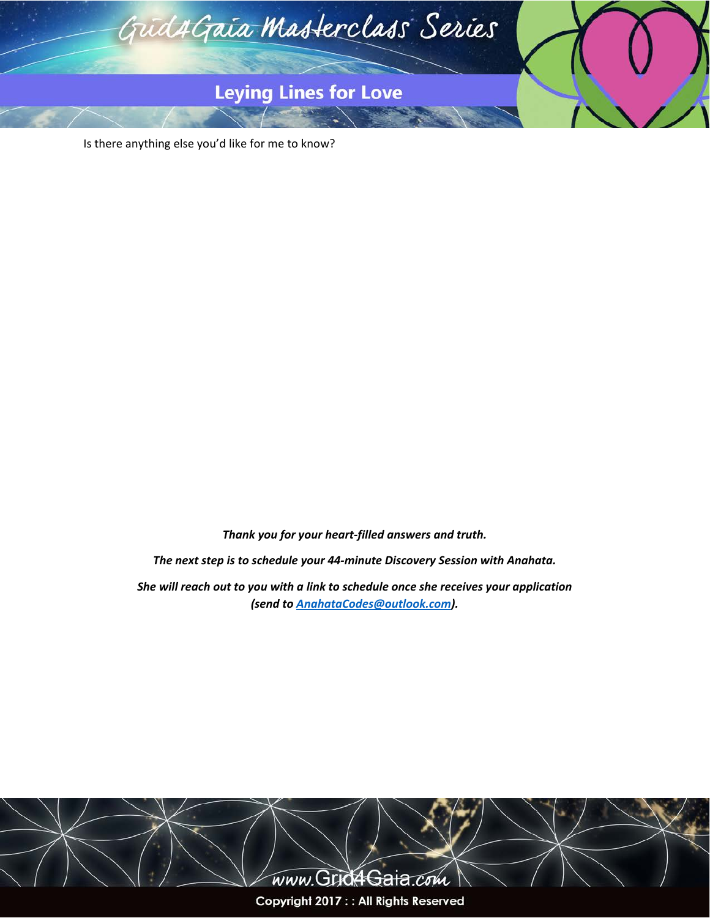Is there anything else you'd like for me to know?

***Thank you for your heart-filled answers and truth.***

***The next step is to schedule your 44-minute Discovery Session with Anahata.***

***She will reach out to you with a link to schedule once she receives your application (send to [AnahataCodes@outlook.com](mailto:AnahataCodes@outlook.com)).***